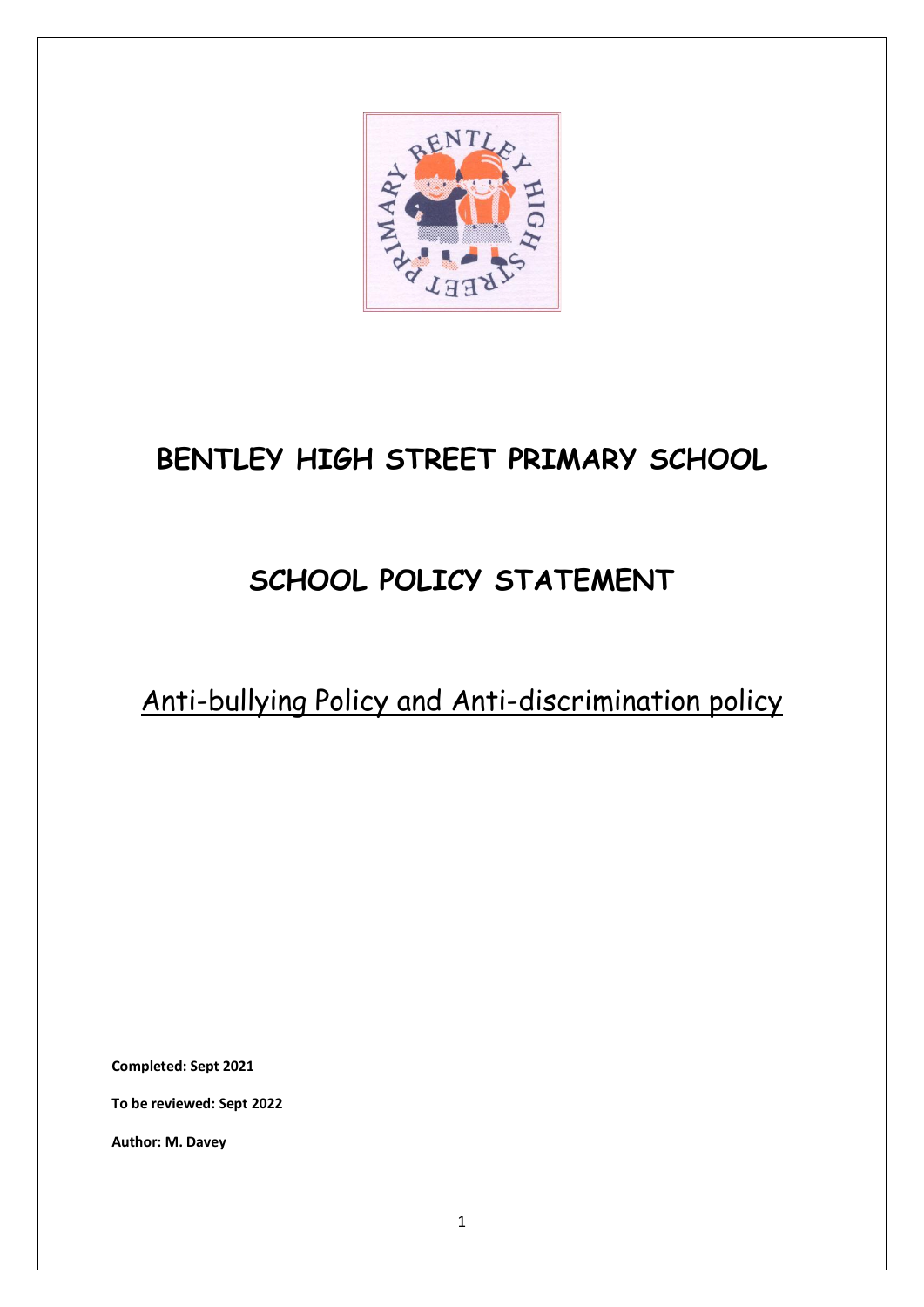# BENTLEY HIGH STREET PRIMARY SCHOOL

# SCHOOL POLICY STATEMENT

## Anti-bullying Policy and Anti-discrimination policy

**Completed: Sept 2021**

**To be reviewed: Sept 2022**

**Author: M. Davey**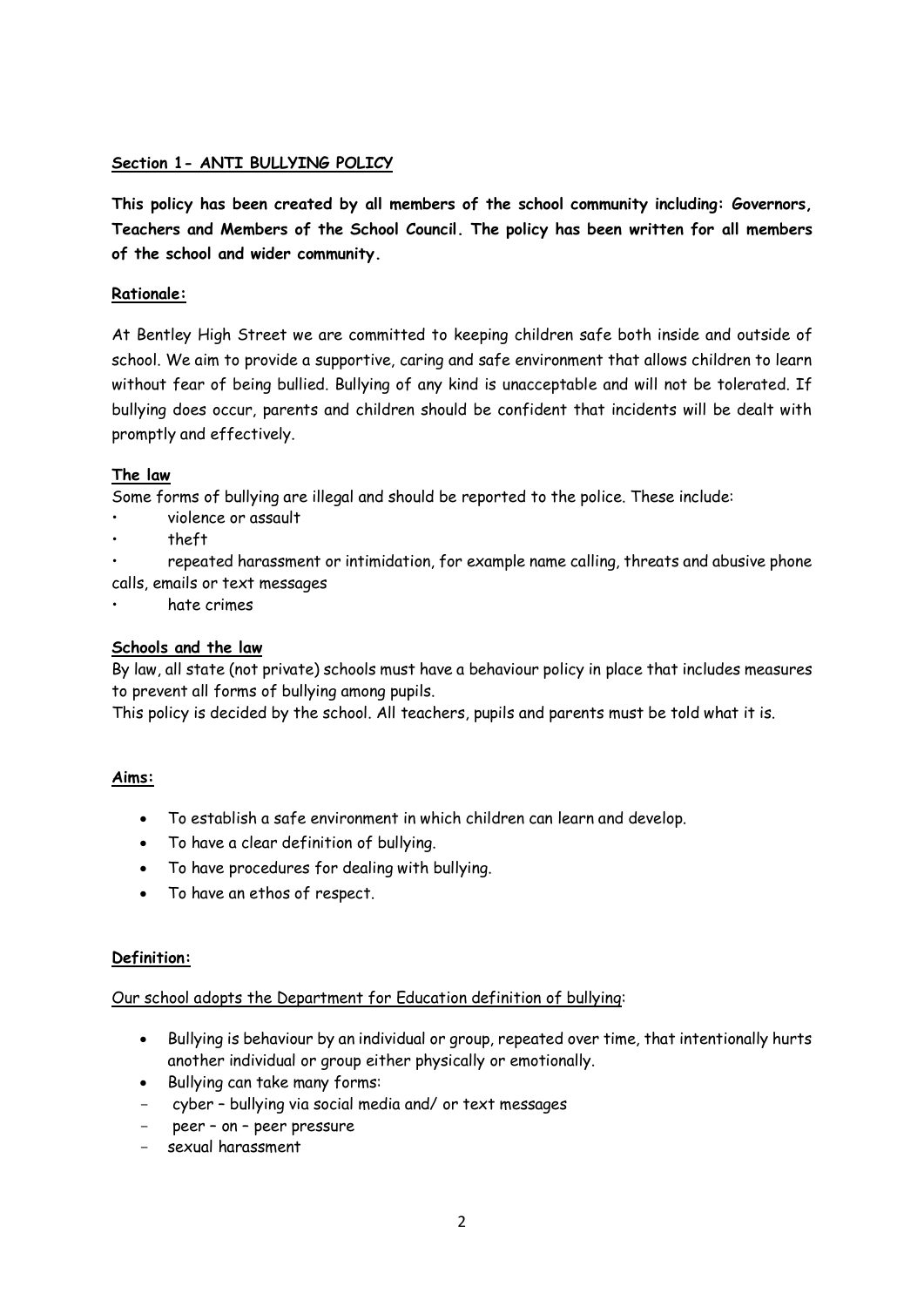## Section 1- ANTI BULLYING POLICY

**This policy has been created by all members of the school community including: Governors, Teachers and Members of the School Council. The policy has been written for all members of the school and wider community.**

### Rationale:

At Bentley High Street we are committed to keeping children safe both inside and outside of school. We aim to provide a supportive, caring and safe environment that allows children to learn without fear of being bullied. Bullying of any kind is unacceptable and will not be tolerated. If bullying does occur, parents and children should be confident that incidents will be dealt with promptly and effectively.

### The law

Some forms of bullying are illegal and should be reported to the police. These include:

- violence or assault
- theft
- repeated harassment or intimidation, for example name calling, threats and abusive phone calls, emails or text messages
- hate crimes

### Schools and the law

By law, all state (not private) schools must have a behaviour policy in place that includes measures to prevent all forms of bullying among pupils.

This policy is decided by the school. All teachers, pupils and parents must be told what it is.

### Aims:

- To establish a safe environment in which children can learn and develop.
- To have a clear definition of bullying.
- To have procedures for dealing with bullying.
- To have an ethos of respect.

### Definition:

Our school adopts the Department for Education definition of bullying:

- Bullying is behaviour by an individual or group, repeated over time, that intentionally hurts another individual or group either physically or emotionally.
- Bullying can take many forms:
  - cyber – bullying via social media and/ or text messages
  - peer – on – peer pressure
  - sexual harassment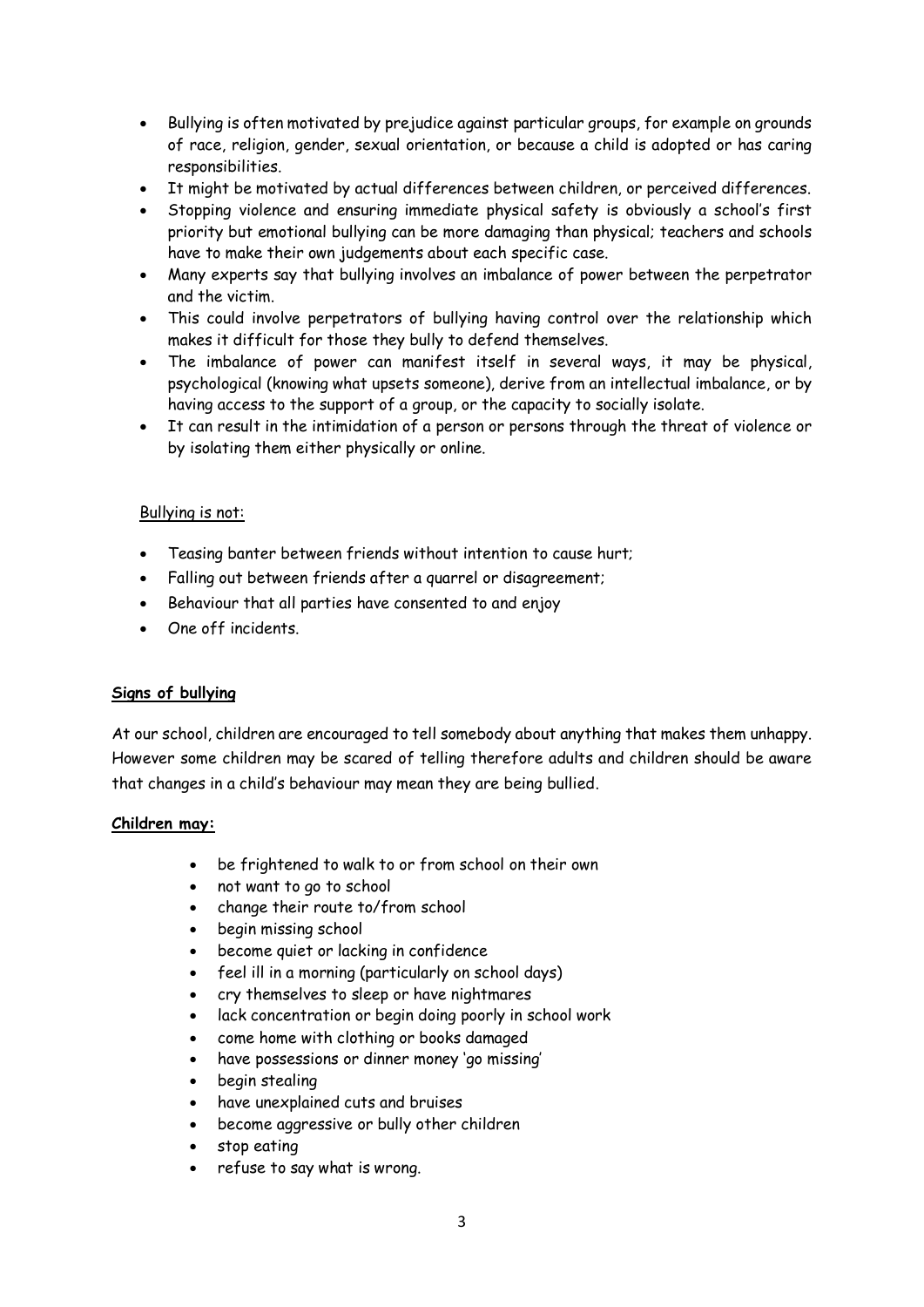- Bullying is often motivated by prejudice against particular groups, for example on grounds of race, religion, gender, sexual orientation, or because a child is adopted or has caring responsibilities.
- It might be motivated by actual differences between children, or perceived differences.
- Stopping violence and ensuring immediate physical safety is obviously a school's first priority but emotional bullying can be more damaging than physical; teachers and schools have to make their own judgements about each specific case.
- Many experts say that bullying involves an imbalance of power between the perpetrator and the victim.
- This could involve perpetrators of bullying having control over the relationship which makes it difficult for those they bully to defend themselves.
- The imbalance of power can manifest itself in several ways, it may be physical, psychological (knowing what upsets someone), derive from an intellectual imbalance, or by having access to the support of a group, or the capacity to socially isolate.
- It can result in the intimidation of a person or persons through the threat of violence or by isolating them either physically or online.

Bullying is not:

- Teasing banter between friends without intention to cause hurt;
- Falling out between friends after a quarrel or disagreement;
- Behaviour that all parties have consented to and enjoy
- One off incidents.

**Signs of bullying**

At our school, children are encouraged to tell somebody about anything that makes them unhappy. However some children may be scared of telling therefore adults and children should be aware that changes in a child's behaviour may mean they are being bullied.

**Children may:**

- be frightened to walk to or from school on their own
- not want to go to school
- change their route to/from school
- begin missing school
- become quiet or lacking in confidence
- feel ill in a morning (particularly on school days)
- cry themselves to sleep or have nightmares
- lack concentration or begin doing poorly in school work
- come home with clothing or books damaged
- have possessions or dinner money 'go missing'
- begin stealing
- have unexplained cuts and bruises
- become aggressive or bully other children
- stop eating
- refuse to say what is wrong.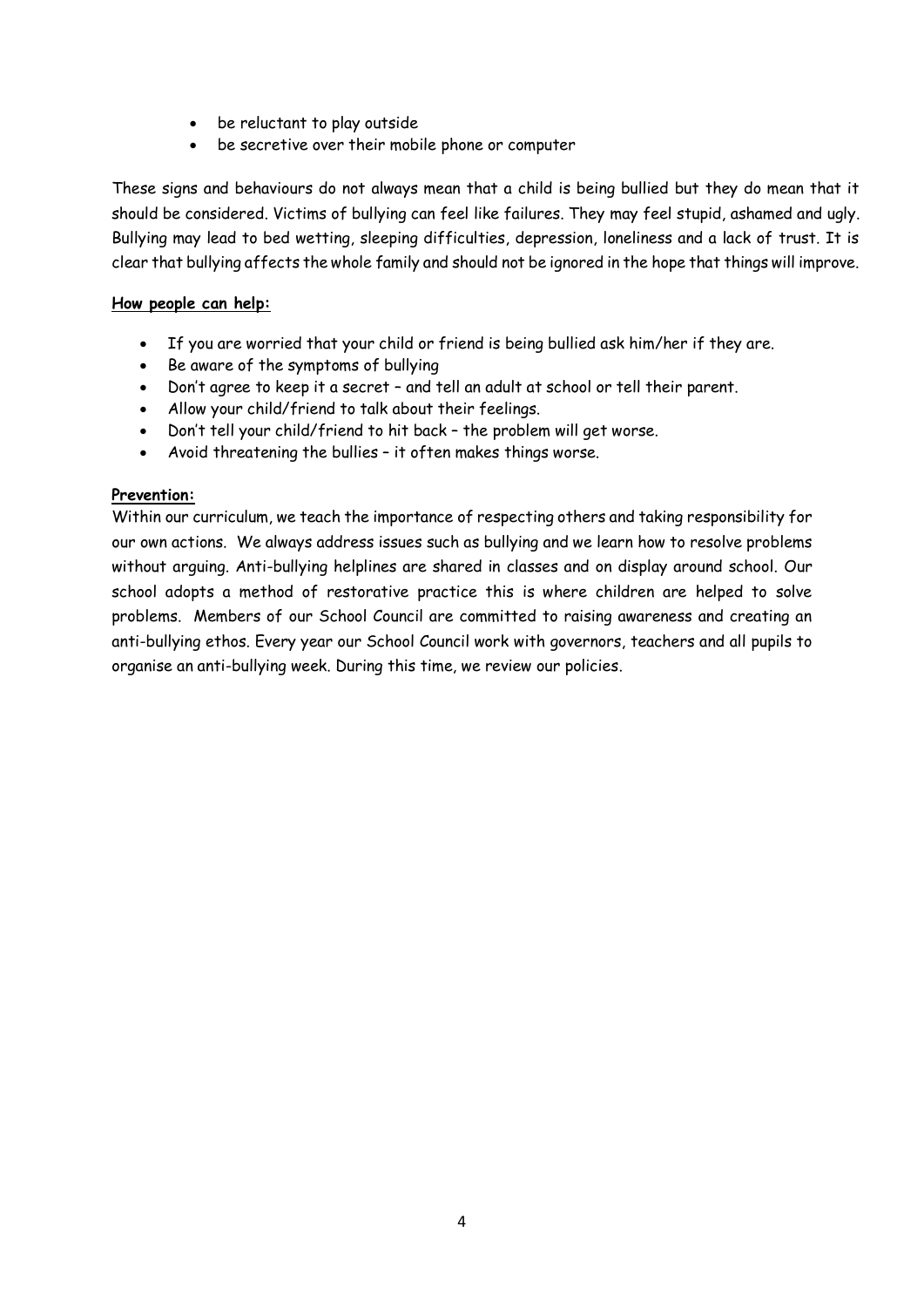- be reluctant to play outside
- be secretive over their mobile phone or computer

These signs and behaviours do not always mean that a child is being bullied but they do mean that it should be considered. Victims of bullying can feel like failures. They may feel stupid, ashamed and ugly. Bullying may lead to bed wetting, sleeping difficulties, depression, loneliness and a lack of trust. It is clear that bullying affects the whole family and should not be ignored in the hope that things will improve.

**How people can help:**

- If you are worried that your child or friend is being bullied ask him/her if they are.
- Be aware of the symptoms of bullying
- Don't agree to keep it a secret – and tell an adult at school or tell their parent.
- Allow your child/friend to talk about their feelings.
- Don't tell your child/friend to hit back – the problem will get worse.
- Avoid threatening the bullies – it often makes things worse.

**Prevention:**

Within our curriculum, we teach the importance of respecting others and taking responsibility for our own actions. We always address issues such as bullying and we learn how to resolve problems without arguing. Anti-bullying helplines are shared in classes and on display around school. Our school adopts a method of restorative practice this is where children are helped to solve problems. Members of our School Council are committed to raising awareness and creating an anti-bullying ethos. Every year our School Council work with governors, teachers and all pupils to organise an anti-bullying week. During this time, we review our policies.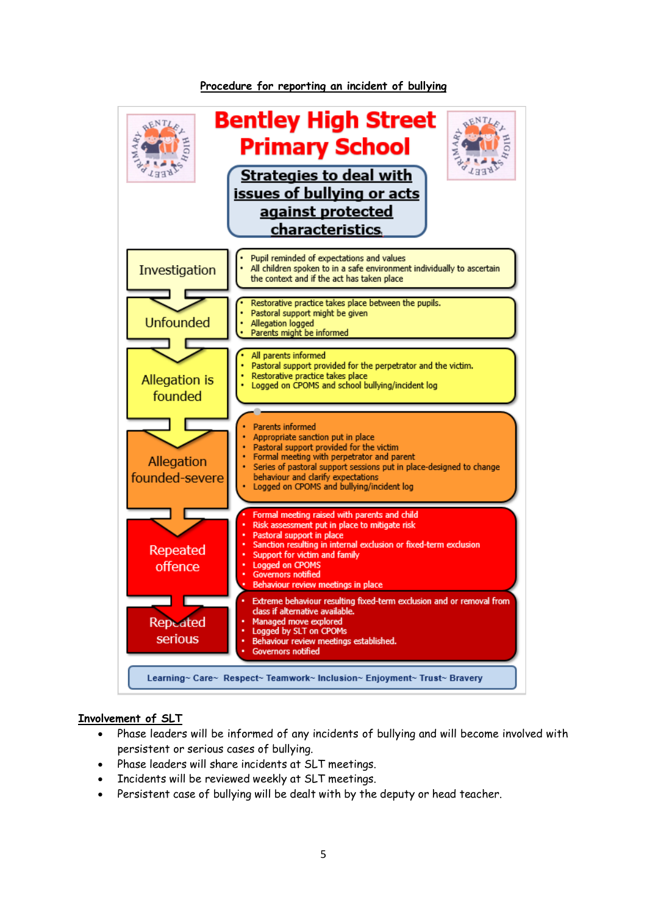# Procedure for reporting an incident of bullying

## Bentley High Street Primary School

### Strategies to deal with issues of bullying or acts against protected characteristics

| Stage | Actions |
| --- | --- |
| Investigation | • Pupil reminded of expectations and values<br>• All children spoken to in a safe environment individually to ascertain the context and if the act has taken place |
| Unfounded | • Restorative practice takes place between the pupils.<br>• Pastoral support might be given<br>• Allegation logged<br>• Parents might be informed |
| Allegation is founded | • All parents informed<br>• Pastoral support provided for the perpetrator and the victim.<br>• Restorative practice takes place<br>• Logged on CPOMS and school bullying/incident log |
| Allegation founded-severe | • Parents informed<br>• Appropriate sanction put in place<br>• Pastoral support provided for the victim<br>• Formal meeting with perpetrator and parent<br>• Series of pastoral support sessions put in place-designed to change behaviour and clarify expectations<br>• Logged on CPOMS and bullying/incident log |
| Repeated offence | • Formal meeting raised with parents and child<br>• Risk assessment put in place to mitigate risk<br>• Pastoral support in place<br>• Sanction resulting in internal exclusion or fixed-term exclusion<br>• Support for victim and family<br>• Logged on CPOMS<br>• Governors notified<br>• Behaviour review meetings in place |
| Repeated serious | • Extreme behaviour resulting fixed-term exclusion and or removal from class if alternative available.<br>• Managed move explored<br>• Logged by SLT on CPOMs<br>• Behaviour review meetings established.<br>• Governors notified |

Learning~ Care~ Respect~ Teamwork~ Inclusion~ Enjoyment~ Trust~ Bravery

## Involvement of SLT

- Phase leaders will be informed of any incidents of bullying and will become involved with persistent or serious cases of bullying.
- Phase leaders will share incidents at SLT meetings.
- Incidents will be reviewed weekly at SLT meetings.
- Persistent case of bullying will be dealt with by the deputy or head teacher.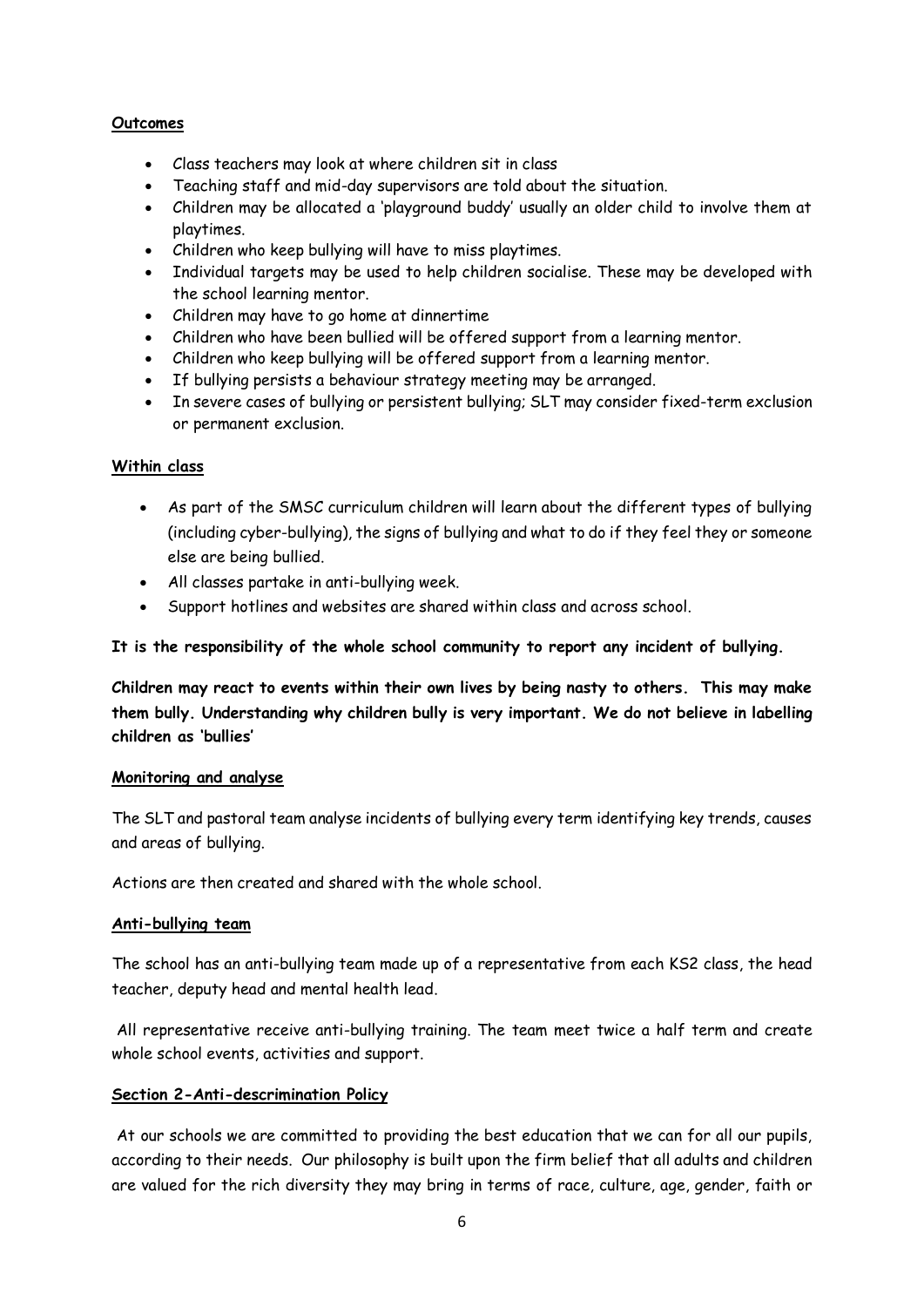**Outcomes**

- Class teachers may look at where children sit in class
- Teaching staff and mid-day supervisors are told about the situation.
- Children may be allocated a 'playground buddy' usually an older child to involve them at playtimes.
- Children who keep bullying will have to miss playtimes.
- Individual targets may be used to help children socialise. These may be developed with the school learning mentor.
- Children may have to go home at dinnertime
- Children who have been bullied will be offered support from a learning mentor.
- Children who keep bullying will be offered support from a learning mentor.
- If bullying persists a behaviour strategy meeting may be arranged.
- In severe cases of bullying or persistent bullying; SLT may consider fixed-term exclusion or permanent exclusion.

**Within class**

- As part of the SMSC curriculum children will learn about the different types of bullying (including cyber-bullying), the signs of bullying and what to do if they feel they or someone else are being bullied.
- All classes partake in anti-bullying week.
- Support hotlines and websites are shared within class and across school.

**It is the responsibility of the whole school community to report any incident of bullying.**

**Children may react to events within their own lives by being nasty to others. This may make them bully. Understanding why children bully is very important. We do not believe in labelling children as 'bullies'**

**Monitoring and analyse**

The SLT and pastoral team analyse incidents of bullying every term identifying key trends, causes and areas of bullying.

Actions are then created and shared with the whole school.

**Anti-bullying team**

The school has an anti-bullying team made up of a representative from each KS2 class, the head teacher, deputy head and mental health lead.

All representative receive anti-bullying training. The team meet twice a half term and create whole school events, activities and support.

**Section 2-Anti-descrimination Policy**

At our schools we are committed to providing the best education that we can for all our pupils, according to their needs. Our philosophy is built upon the firm belief that all adults and children are valued for the rich diversity they may bring in terms of race, culture, age, gender, faith or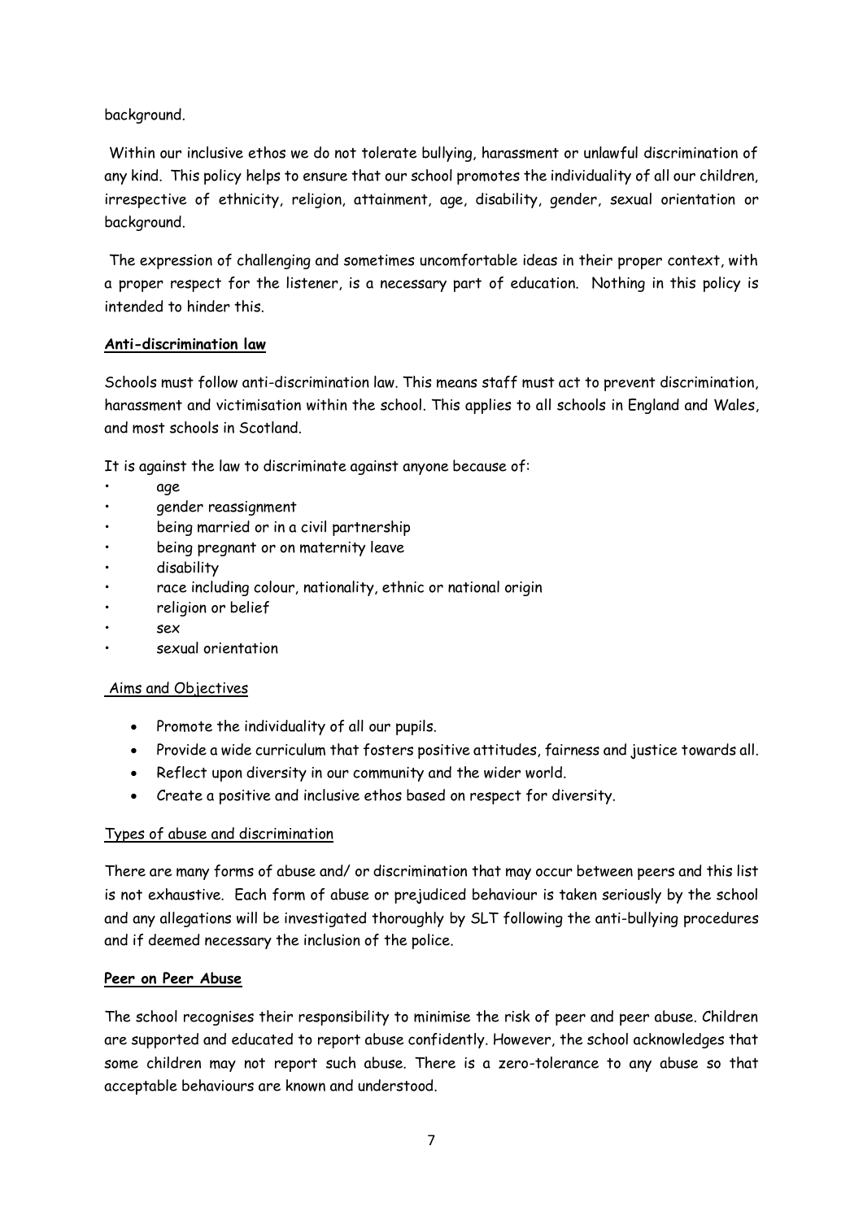background.

Within our inclusive ethos we do not tolerate bullying, harassment or unlawful discrimination of any kind. This policy helps to ensure that our school promotes the individuality of all our children, irrespective of ethnicity, religion, attainment, age, disability, gender, sexual orientation or background.

The expression of challenging and sometimes uncomfortable ideas in their proper context, with a proper respect for the listener, is a necessary part of education. Nothing in this policy is intended to hinder this.

**Anti-discrimination law**

Schools must follow anti-discrimination law. This means staff must act to prevent discrimination, harassment and victimisation within the school. This applies to all schools in England and Wales, and most schools in Scotland.

It is against the law to discriminate against anyone because of:

- age
- gender reassignment
- being married or in a civil partnership
- being pregnant or on maternity leave
- disability
- race including colour, nationality, ethnic or national origin
- religion or belief
- sex
- sexual orientation

Aims and Objectives

- Promote the individuality of all our pupils.
- Provide a wide curriculum that fosters positive attitudes, fairness and justice towards all.
- Reflect upon diversity in our community and the wider world.
- Create a positive and inclusive ethos based on respect for diversity.

Types of abuse and discrimination

There are many forms of abuse and/ or discrimination that may occur between peers and this list is not exhaustive. Each form of abuse or prejudiced behaviour is taken seriously by the school and any allegations will be investigated thoroughly by SLT following the anti-bullying procedures and if deemed necessary the inclusion of the police.

**Peer on Peer Abuse**

The school recognises their responsibility to minimise the risk of peer and peer abuse. Children are supported and educated to report abuse confidently. However, the school acknowledges that some children may not report such abuse. There is a zero-tolerance to any abuse so that acceptable behaviours are known and understood.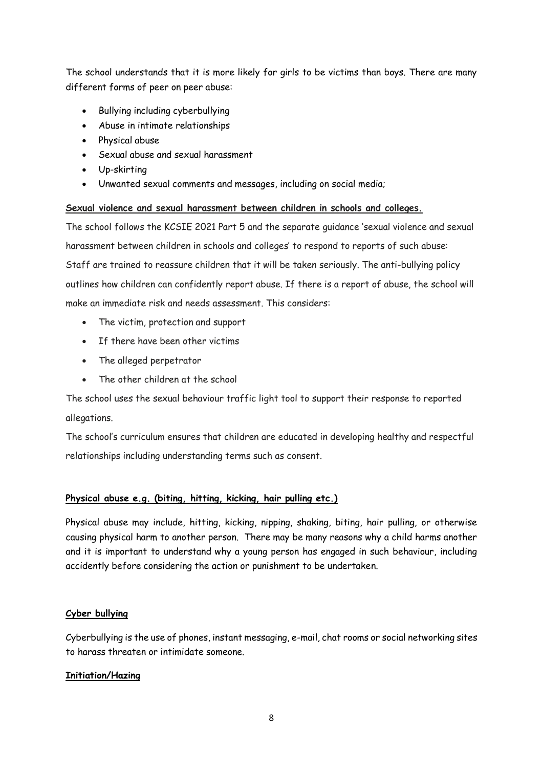The school understands that it is more likely for girls to be victims than boys. There are many different forms of peer on peer abuse:

- Bullying including cyberbullying
- Abuse in intimate relationships
- Physical abuse
- Sexual abuse and sexual harassment
- Up-skirting
- Unwanted sexual comments and messages, including on social media;

**Sexual violence and sexual harassment between children in schools and colleges.**

The school follows the KCSIE 2021 Part 5 and the separate guidance 'sexual violence and sexual harassment between children in schools and colleges' to respond to reports of such abuse: Staff are trained to reassure children that it will be taken seriously. The anti-bullying policy outlines how children can confidently report abuse. If there is a report of abuse, the school will make an immediate risk and needs assessment. This considers:

- The victim, protection and support
- If there have been other victims
- The alleged perpetrator
- The other children at the school

The school uses the sexual behaviour traffic light tool to support their response to reported allegations.

The school's curriculum ensures that children are educated in developing healthy and respectful relationships including understanding terms such as consent.

**Physical abuse e.g. (biting, hitting, kicking, hair pulling etc.)**

Physical abuse may include, hitting, kicking, nipping, shaking, biting, hair pulling, or otherwise causing physical harm to another person. There may be many reasons why a child harms another and it is important to understand why a young person has engaged in such behaviour, including accidently before considering the action or punishment to be undertaken.

**Cyber bullying**

Cyberbullying is the use of phones, instant messaging, e-mail, chat rooms or social networking sites to harass threaten or intimidate someone.

**Initiation/Hazing**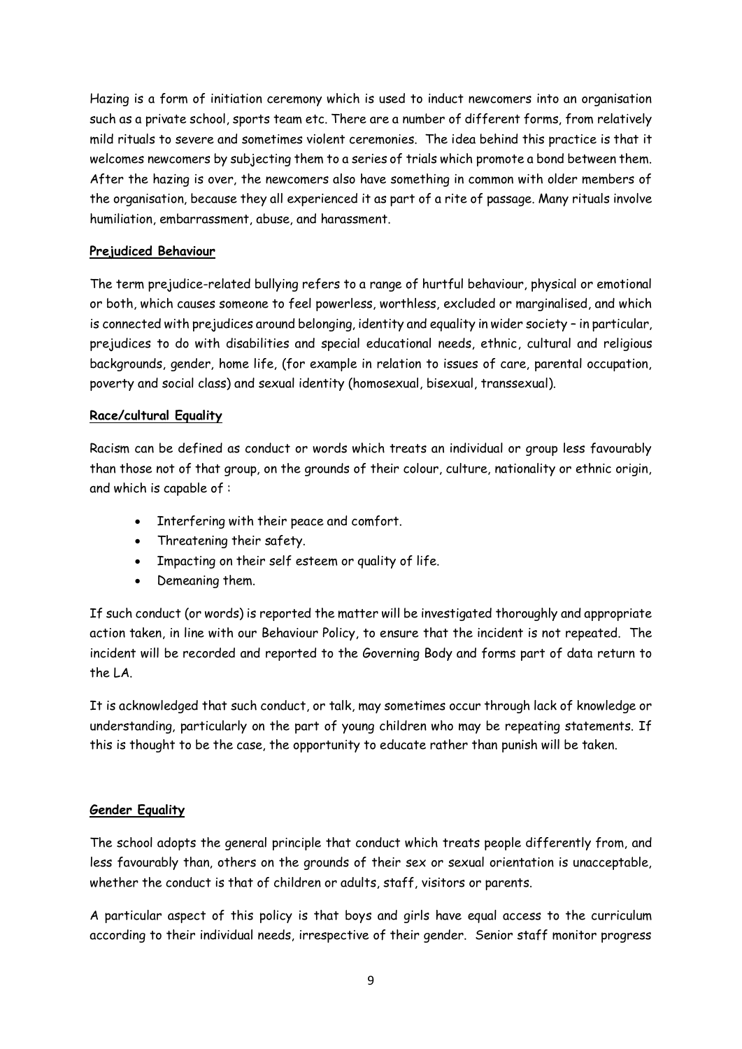Hazing is a form of initiation ceremony which is used to induct newcomers into an organisation such as a private school, sports team etc. There are a number of different forms, from relatively mild rituals to severe and sometimes violent ceremonies. The idea behind this practice is that it welcomes newcomers by subjecting them to a series of trials which promote a bond between them. After the hazing is over, the newcomers also have something in common with older members of the organisation, because they all experienced it as part of a rite of passage. Many rituals involve humiliation, embarrassment, abuse, and harassment.

**Prejudiced Behaviour**

The term prejudice-related bullying refers to a range of hurtful behaviour, physical or emotional or both, which causes someone to feel powerless, worthless, excluded or marginalised, and which is connected with prejudices around belonging, identity and equality in wider society – in particular, prejudices to do with disabilities and special educational needs, ethnic, cultural and religious backgrounds, gender, home life, (for example in relation to issues of care, parental occupation, poverty and social class) and sexual identity (homosexual, bisexual, transsexual).

**Race/cultural Equality**

Racism can be defined as conduct or words which treats an individual or group less favourably than those not of that group, on the grounds of their colour, culture, nationality or ethnic origin, and which is capable of :

- Interfering with their peace and comfort.
- Threatening their safety.
- Impacting on their self esteem or quality of life.
- Demeaning them.

If such conduct (or words) is reported the matter will be investigated thoroughly and appropriate action taken, in line with our Behaviour Policy, to ensure that the incident is not repeated. The incident will be recorded and reported to the Governing Body and forms part of data return to the LA.

It is acknowledged that such conduct, or talk, may sometimes occur through lack of knowledge or understanding, particularly on the part of young children who may be repeating statements. If this is thought to be the case, the opportunity to educate rather than punish will be taken.

**Gender Equality**

The school adopts the general principle that conduct which treats people differently from, and less favourably than, others on the grounds of their sex or sexual orientation is unacceptable, whether the conduct is that of children or adults, staff, visitors or parents.

A particular aspect of this policy is that boys and girls have equal access to the curriculum according to their individual needs, irrespective of their gender. Senior staff monitor progress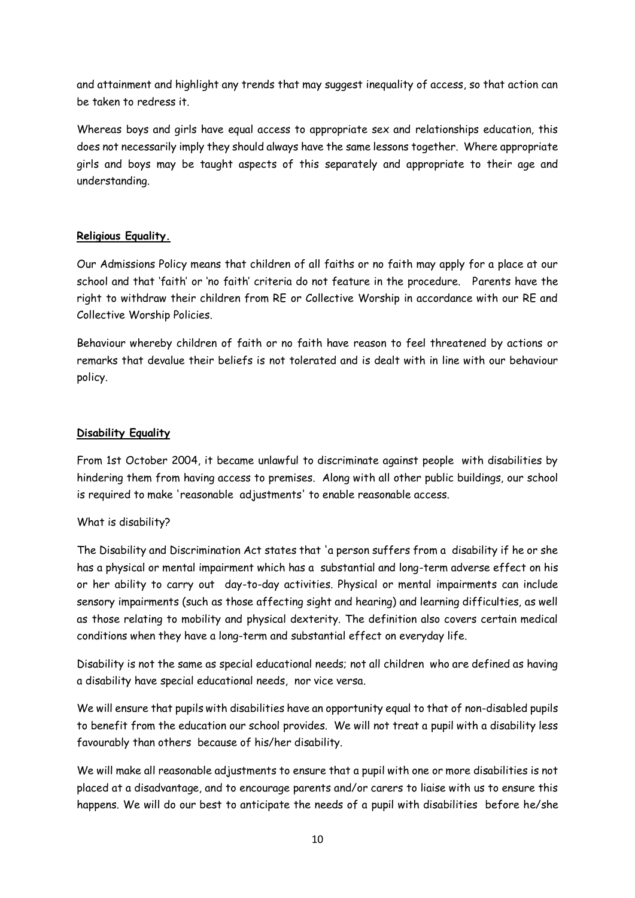and attainment and highlight any trends that may suggest inequality of access, so that action can be taken to redress it.

Whereas boys and girls have equal access to appropriate sex and relationships education, this does not necessarily imply they should always have the same lessons together. Where appropriate girls and boys may be taught aspects of this separately and appropriate to their age and understanding.

**Religious Equality.**

Our Admissions Policy means that children of all faiths or no faith may apply for a place at our school and that 'faith' or 'no faith' criteria do not feature in the procedure. Parents have the right to withdraw their children from RE or Collective Worship in accordance with our RE and Collective Worship Policies.

Behaviour whereby children of faith or no faith have reason to feel threatened by actions or remarks that devalue their beliefs is not tolerated and is dealt with in line with our behaviour policy.

**Disability Equality**

From 1st October 2004, it became unlawful to discriminate against people with disabilities by hindering them from having access to premises. Along with all other public buildings, our school is required to make 'reasonable adjustments' to enable reasonable access.

What is disability?

The Disability and Discrimination Act states that 'a person suffers from a disability if he or she has a physical or mental impairment which has a substantial and long-term adverse effect on his or her ability to carry out day-to-day activities. Physical or mental impairments can include sensory impairments (such as those affecting sight and hearing) and learning difficulties, as well as those relating to mobility and physical dexterity. The definition also covers certain medical conditions when they have a long-term and substantial effect on everyday life.

Disability is not the same as special educational needs; not all children who are defined as having a disability have special educational needs, nor vice versa.

We will ensure that pupils with disabilities have an opportunity equal to that of non-disabled pupils to benefit from the education our school provides. We will not treat a pupil with a disability less favourably than others because of his/her disability.

We will make all reasonable adjustments to ensure that a pupil with one or more disabilities is not placed at a disadvantage, and to encourage parents and/or carers to liaise with us to ensure this happens. We will do our best to anticipate the needs of a pupil with disabilities before he/she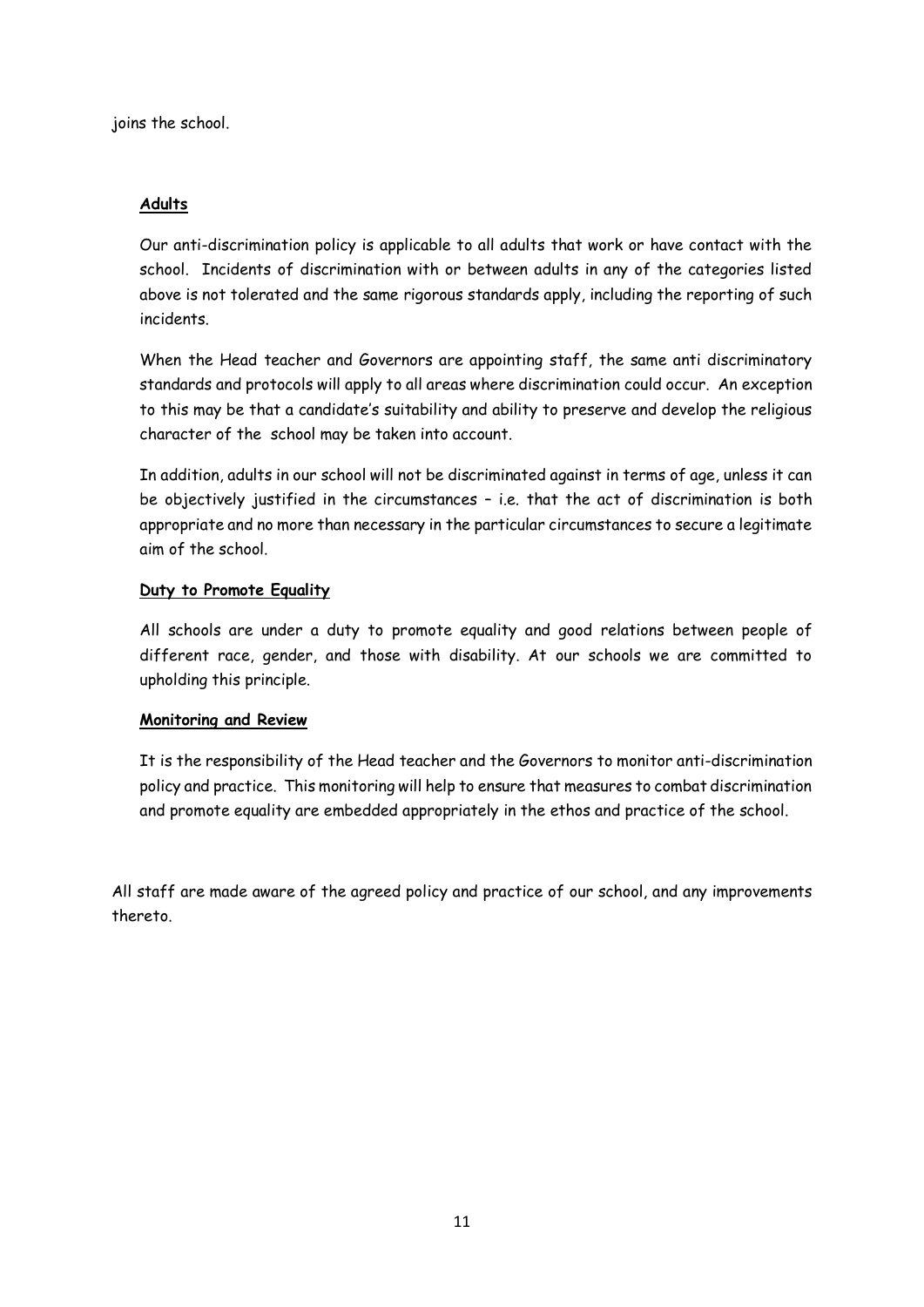joins the school.

**Adults**

Our anti-discrimination policy is applicable to all adults that work or have contact with the school. Incidents of discrimination with or between adults in any of the categories listed above is not tolerated and the same rigorous standards apply, including the reporting of such incidents.

When the Head teacher and Governors are appointing staff, the same anti discriminatory standards and protocols will apply to all areas where discrimination could occur. An exception to this may be that a candidate's suitability and ability to preserve and develop the religious character of the school may be taken into account.

In addition, adults in our school will not be discriminated against in terms of age, unless it can be objectively justified in the circumstances – i.e. that the act of discrimination is both appropriate and no more than necessary in the particular circumstances to secure a legitimate aim of the school.

**Duty to Promote Equality**

All schools are under a duty to promote equality and good relations between people of different race, gender, and those with disability. At our schools we are committed to upholding this principle.

**Monitoring and Review**

It is the responsibility of the Head teacher and the Governors to monitor anti-discrimination policy and practice. This monitoring will help to ensure that measures to combat discrimination and promote equality are embedded appropriately in the ethos and practice of the school.

All staff are made aware of the agreed policy and practice of our school, and any improvements thereto.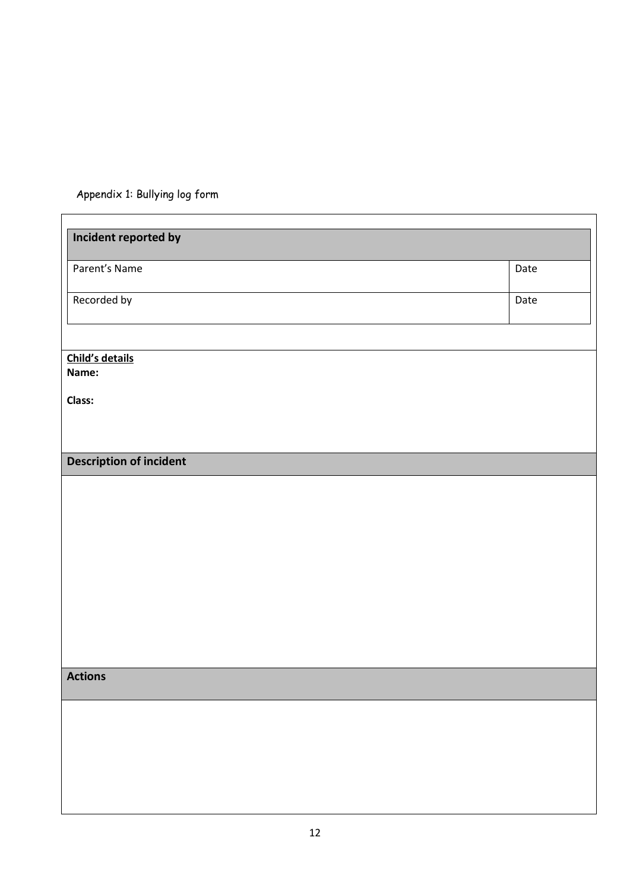Appendix 1: Bullying log form

| Incident reported by | |
|---|---|
| Parent's Name | Date |
| Recorded by | Date |

**Child's details**

**Name:**

**Class:**

| **Description of incident** |
|---|
| |

| **Actions** |
|---|
| |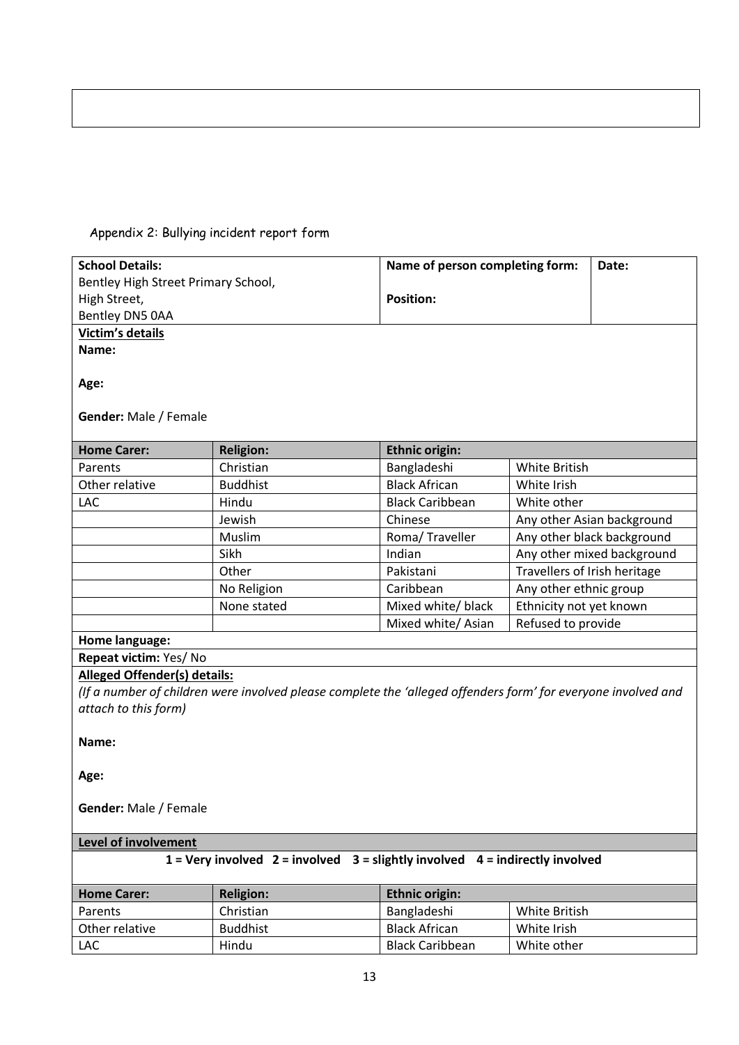## Appendix 2: Bullying incident report form

| **School Details:** Bentley High Street Primary School, High Street, Bentley DN5 0AA | **Name of person completing form:** **Position:** | **Date:** |
|---|---|---|

**Victim's details**

**Name:**

**Age:**

**Gender:** Male / Female

| **Home Carer:** | **Religion:** | **Ethnic origin:** | |
|---|---|---|---|
| Parents | Christian | Bangladeshi | White British |
| Other relative | Buddhist | Black African | White Irish |
| LAC | Hindu | Black Caribbean | White other |
| | Jewish | Chinese | Any other Asian background |
| | Muslim | Roma/ Traveller | Any other black background |
| | Sikh | Indian | Any other mixed background |
| | Other | Pakistani | Travellers of Irish heritage |
| | No Religion | Caribbean | Any other ethnic group |
| | None stated | Mixed white/ black | Ethnicity not yet known |
| | | Mixed white/ Asian | Refused to provide |

**Home language:**

**Repeat victim:** Yes/ No

**Alleged Offender(s) details:**

*(If a number of children were involved please complete the 'alleged offenders form' for everyone involved and attach to this form)*

**Name:**

**Age:**

**Gender:** Male / Female

**Level of involvement**

**1 = Very involved 2 = involved 3 = slightly involved 4 = indirectly involved**

| **Home Carer:** | **Religion:** | **Ethnic origin:** | |
|---|---|---|---|
| Parents | Christian | Bangladeshi | White British |
| Other relative | Buddhist | Black African | White Irish |
| LAC | Hindu | Black Caribbean | White other |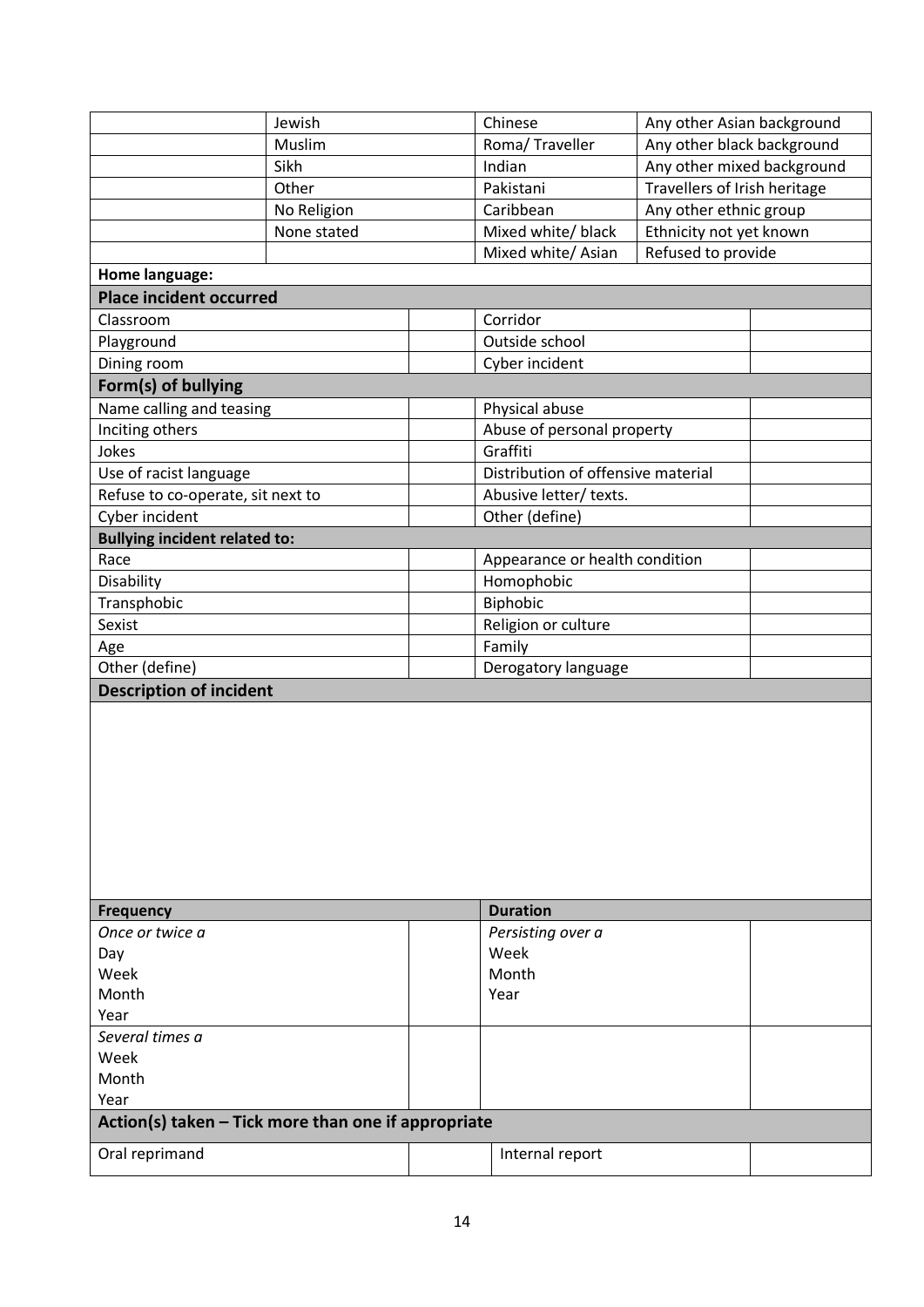| | | | | |
|---|---|---|---|---|
| | Jewish | | Chinese | Any other Asian background |
| | Muslim | | Roma/ Traveller | Any other black background |
| | Sikh | | Indian | Any other mixed background |
| | Other | | Pakistani | Travellers of Irish heritage |
| | No Religion | | Caribbean | Any other ethnic group |
| | None stated | | Mixed white/ black | Ethnicity not yet known |
| | | | Mixed white/ Asian | Refused to provide |

**Home language:**

**Place incident occurred**

| | | | |
|---|---|---|---|
| Classroom | | Corridor | |
| Playground | | Outside school | |
| Dining room | | Cyber incident | |

**Form(s) of bullying**

| | | | |
|---|---|---|---|
| Name calling and teasing | | Physical abuse | |
| Inciting others | | Abuse of personal property | |
| Jokes | | Graffiti | |
| Use of racist language | | Distribution of offensive material | |
| Refuse to co-operate, sit next to | | Abusive letter/ texts. | |
| Cyber incident | | Other (define) | |

**Bullying incident related to:**

| | | | |
|---|---|---|---|
| Race | | Appearance or health condition | |
| Disability | | Homophobic | |
| Transphobic | | Biphobic | |
| Sexist | | Religion or culture | |
| Age | | Family | |
| Other (define) | | Derogatory language | |

**Description of incident**

| Frequency | | Duration | |
|---|---|---|---|
| *Once or twice a*<br>Day<br>Week<br>Month<br>Year | | *Persisting over a*<br>Week<br>Month<br>Year | |
| *Several times a*<br>Week<br>Month<br>Year | | | |

**Action(s) taken – Tick more than one if appropriate**

| | | | |
|---|---|---|---|
| Oral reprimand | | Internal report | |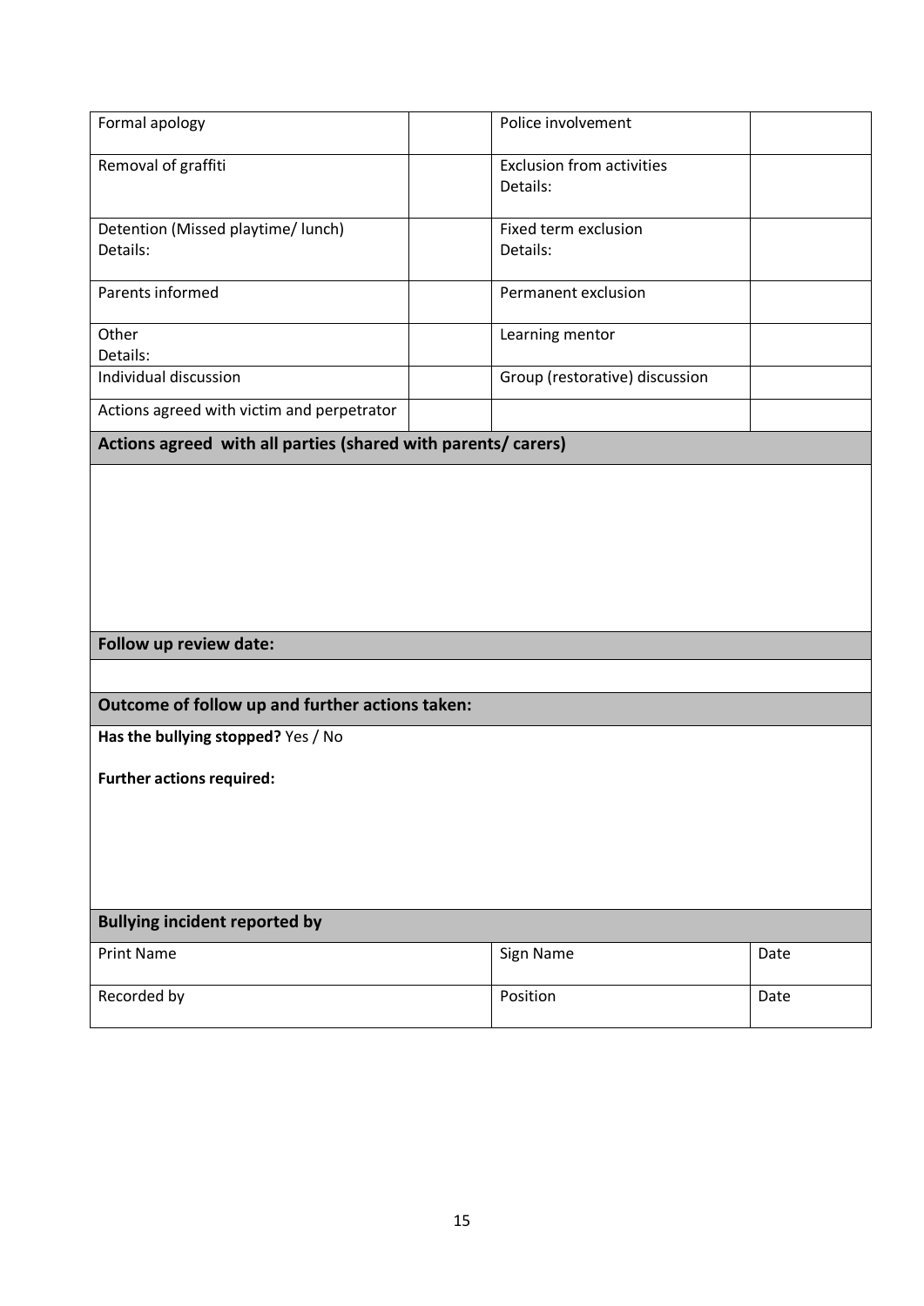| | | | |
|---|---|---|---|
| Formal apology | | Police involvement | |
| Removal of graffiti | | Exclusion from activities<br>Details: | |
| Detention (Missed playtime/ lunch)<br>Details: | | Fixed term exclusion<br>Details: | |
| Parents informed | | Permanent exclusion | |
| Other<br>Details: | | Learning mentor | |
| Individual discussion | | Group (restorative) discussion | |
| Actions agreed with victim and perpetrator | | | |

| **Actions agreed with all parties (shared with parents/ carers)** |
|---|
| |

| **Follow up review date:** |
|---|
| |

| **Outcome of follow up and further actions taken:** |
|---|
| **Has the bullying stopped?** Yes / No<br><br>**Further actions required:** |

| **Bullying incident reported by** | | |
|---|---|---|
| Print Name | Sign Name | Date |
| Recorded by | Position | Date |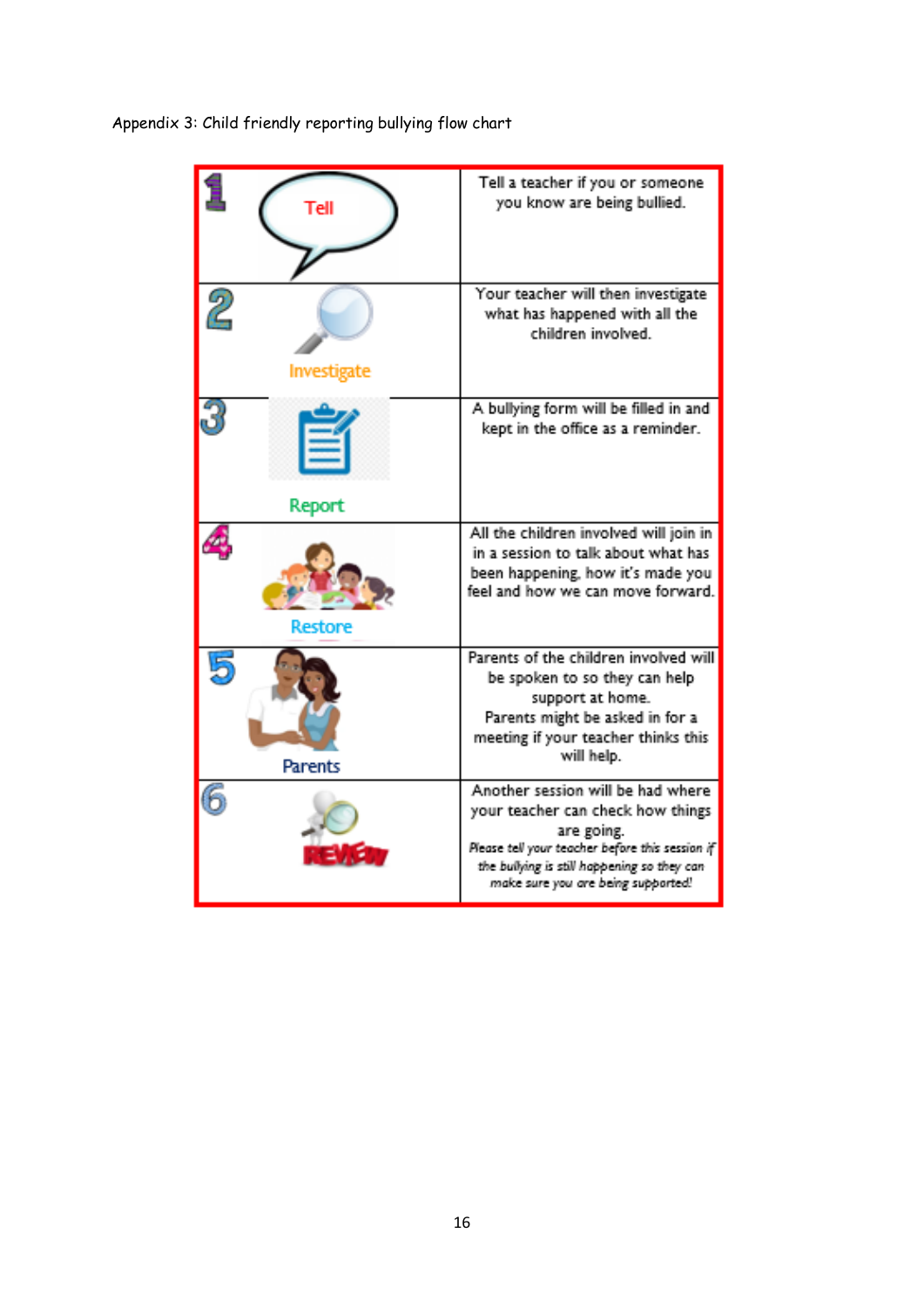Appendix 3: Child friendly reporting bullying flow chart

| | |
|---|---|
| 1 Tell | Tell a teacher if you or someone you know are being bullied. |
| 2 Investigate | Your teacher will then investigate what has happened with all the children involved. |
| 3 Report | A bullying form will be filled in and kept in the office as a reminder. |
| 4 Restore | All the children involved will join in in a session to talk about what has been happening, how it's made you feel and how we can move forward. |
| 5 Parents | Parents of the children involved will be spoken to so they can help support at home. Parents might be asked in for a meeting if your teacher thinks this will help. |
| 6 REVIEW | Another session will be had where your teacher can check how things are going. *Please tell your teacher before this session if the bullying is still happening so they can make sure you are being supported!* |